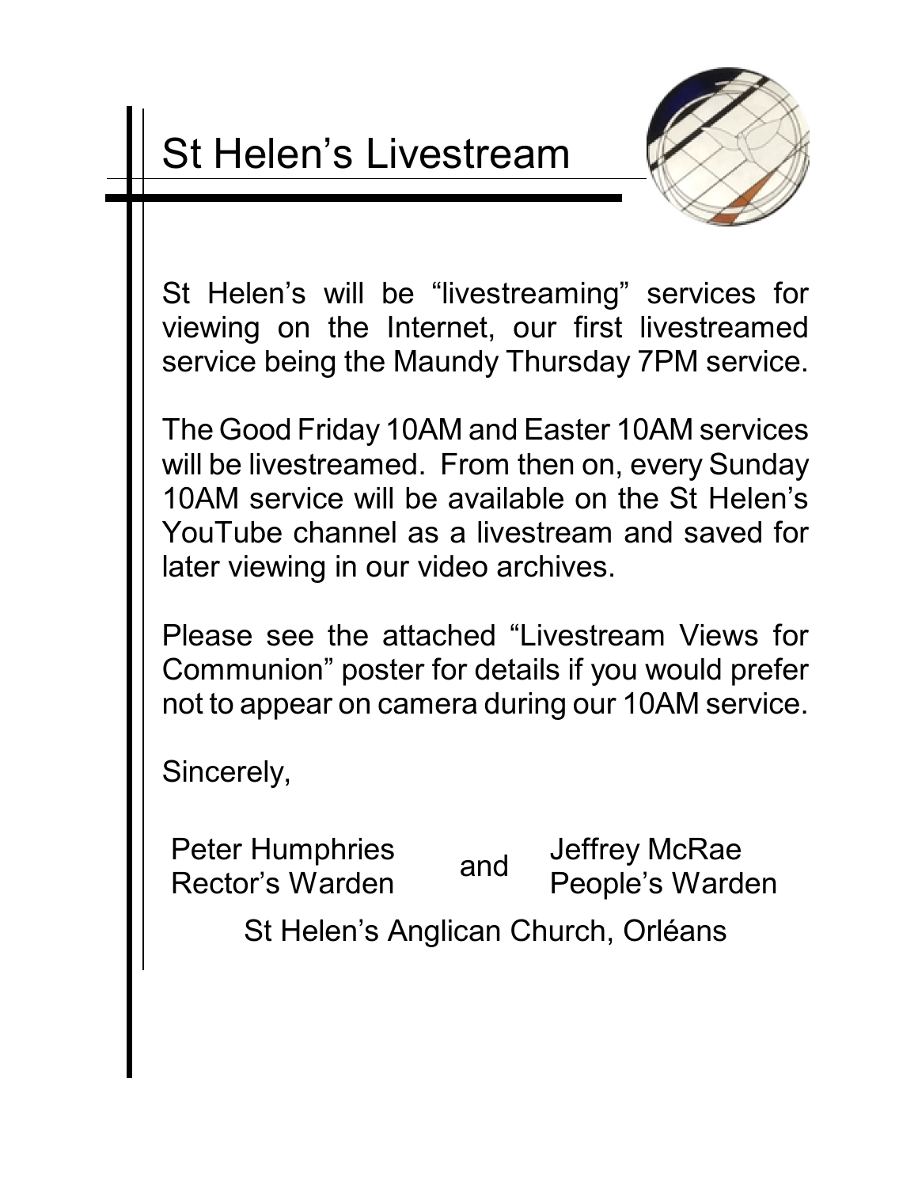# St Helen’s Livestream

St Helen’s will be “livestreaming” services for viewing on the Internet, our first livestreamed service being the Maundy Thursday 7PM service.

The Good Friday 10AM and Easter 10AM services will be livestreamed. From then on, every Sunday 10AM service will be available on the St Helen’s YouTube channel as a livestream and saved for later viewing in our video archives.

Please see the attached “Livestream Views for Communion” poster for details if you would prefer not to appear on camera during our 10AM service.

Sincerely,

Peter Humphries
Rector’s Warden

and

Jeffrey McRae
People’s Warden

St Helen’s Anglican Church, Orléans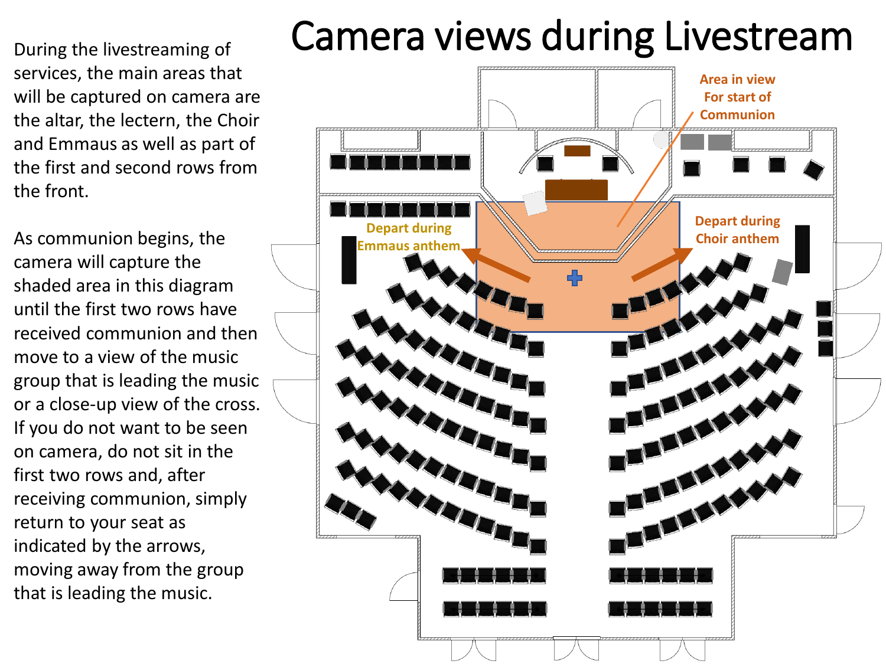# Camera views during Livestream

During the livestreaming of services, the main areas that will be captured on camera are the altar, the lectern, the Choir and Emmaus as well as part of the first and second rows from the front.

As communion begins, the camera will capture the shaded area in this diagram until the first two rows have received communion and then move to a view of the music group that is leading the music or a close-up view of the cross. If you do not want to be seen on camera, do not sit in the first two rows and, after receiving communion, simply return to your seat as indicated by the arrows, moving away from the group that is leading the music.

Area in view For start of Communion

Depart during Emmaus anthem

Depart during Choir anthem